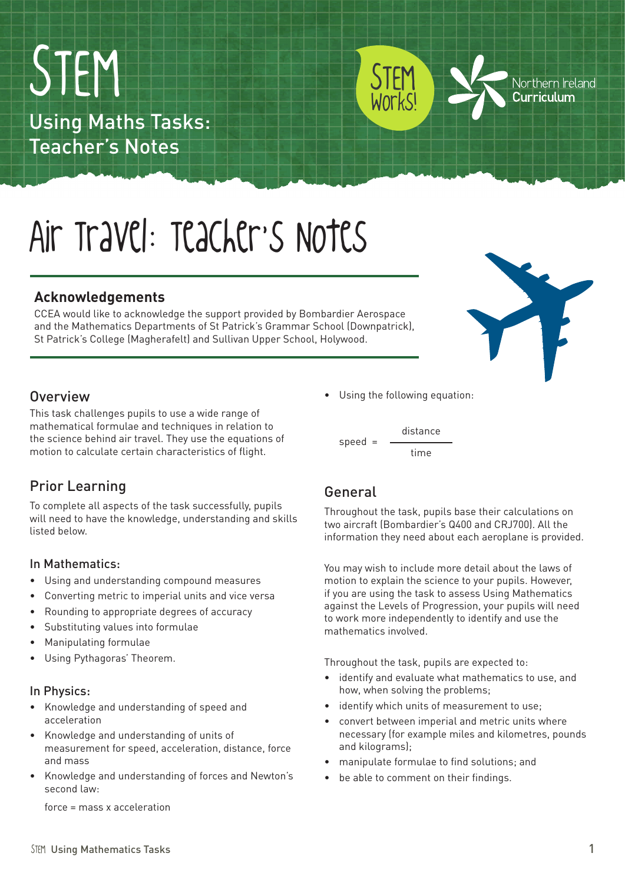# STEM

## Using Maths Tasks: Teacher's Notes

STEM Works!

Northern Ireland Curriculum

# Air Travel: Teacher's Notes

### Acknowledgements

CCEA would like to acknowledge the support provided by Bombardier Aerospace and the Mathematics Departments of St Patrick's Grammar School (Downpatrick), St Patrick's College (Magherafelt) and Sullivan Upper School, Holywood.

## Overview

This task challenges pupils to use a wide range of mathematical formulae and techniques in relation to the science behind air travel. They use the equations of motion to calculate certain characteristics of flight.

## Prior Learning

To complete all aspects of the task successfully, pupils will need to have the knowledge, understanding and skills listed below.

### In Mathematics:

- Using and understanding compound measures
- Converting metric to imperial units and vice versa
- Rounding to appropriate degrees of accuracy
- Substituting values into formulae
- Manipulating formulae
- Using Pythagoras' Theorem.

### In Physics:

- Knowledge and understanding of speed and acceleration
- Knowledge and understanding of units of measurement for speed, acceleration, distance, force and mass
- Knowledge and understanding of forces and Newton's second law:

  force = mass x acceleration

- Using the following equation:

$$\text{speed} = \frac{\text{distance}}{\text{time}}$$

## General

Throughout the task, pupils base their calculations on two aircraft (Bombardier's Q400 and CRJ700). All the information they need about each aeroplane is provided.

You may wish to include more detail about the laws of motion to explain the science to your pupils. However, if you are using the task to assess Using Mathematics against the Levels of Progression, your pupils will need to work more independently to identify and use the mathematics involved.

Throughout the task, pupils are expected to:

- identify and evaluate what mathematics to use, and how, when solving the problems;
- identify which units of measurement to use;
- convert between imperial and metric units where necessary (for example miles and kilometres, pounds and kilograms);
- manipulate formulae to find solutions; and
- be able to comment on their findings.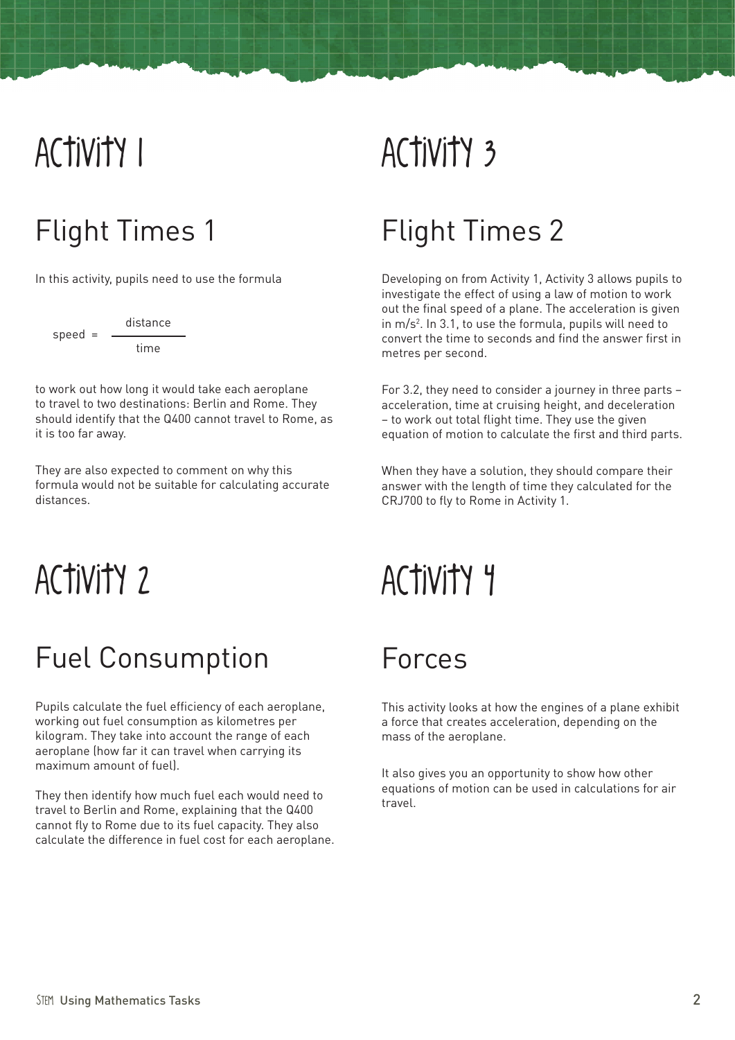# Activity 1

## Flight Times 1

In this activity, pupils need to use the formula

$$\text{speed} = \frac{\text{distance}}{\text{time}}$$

to work out how long it would take each aeroplane to travel to two destinations: Berlin and Rome. They should identify that the Q400 cannot travel to Rome, as it is too far away.

They are also expected to comment on why this formula would not be suitable for calculating accurate distances.

# Activity 2

## Fuel Consumption

Pupils calculate the fuel efficiency of each aeroplane, working out fuel consumption as kilometres per kilogram. They take into account the range of each aeroplane (how far it can travel when carrying its maximum amount of fuel).

They then identify how much fuel each would need to travel to Berlin and Rome, explaining that the Q400 cannot fly to Rome due to its fuel capacity. They also calculate the difference in fuel cost for each aeroplane.

# Activity 3

## Flight Times 2

Developing on from Activity 1, Activity 3 allows pupils to investigate the effect of using a law of motion to work out the final speed of a plane. The acceleration is given in $m/s^2$. In 3.1, to use the formula, pupils will need to convert the time to seconds and find the answer first in metres per second.

For 3.2, they need to consider a journey in three parts – acceleration, time at cruising height, and deceleration – to work out total flight time. They use the given equation of motion to calculate the first and third parts.

When they have a solution, they should compare their answer with the length of time they calculated for the CRJ700 to fly to Rome in Activity 1.

# Activity 4

## Forces

This activity looks at how the engines of a plane exhibit a force that creates acceleration, depending on the mass of the aeroplane.

It also gives you an opportunity to show how other equations of motion can be used in calculations for air travel.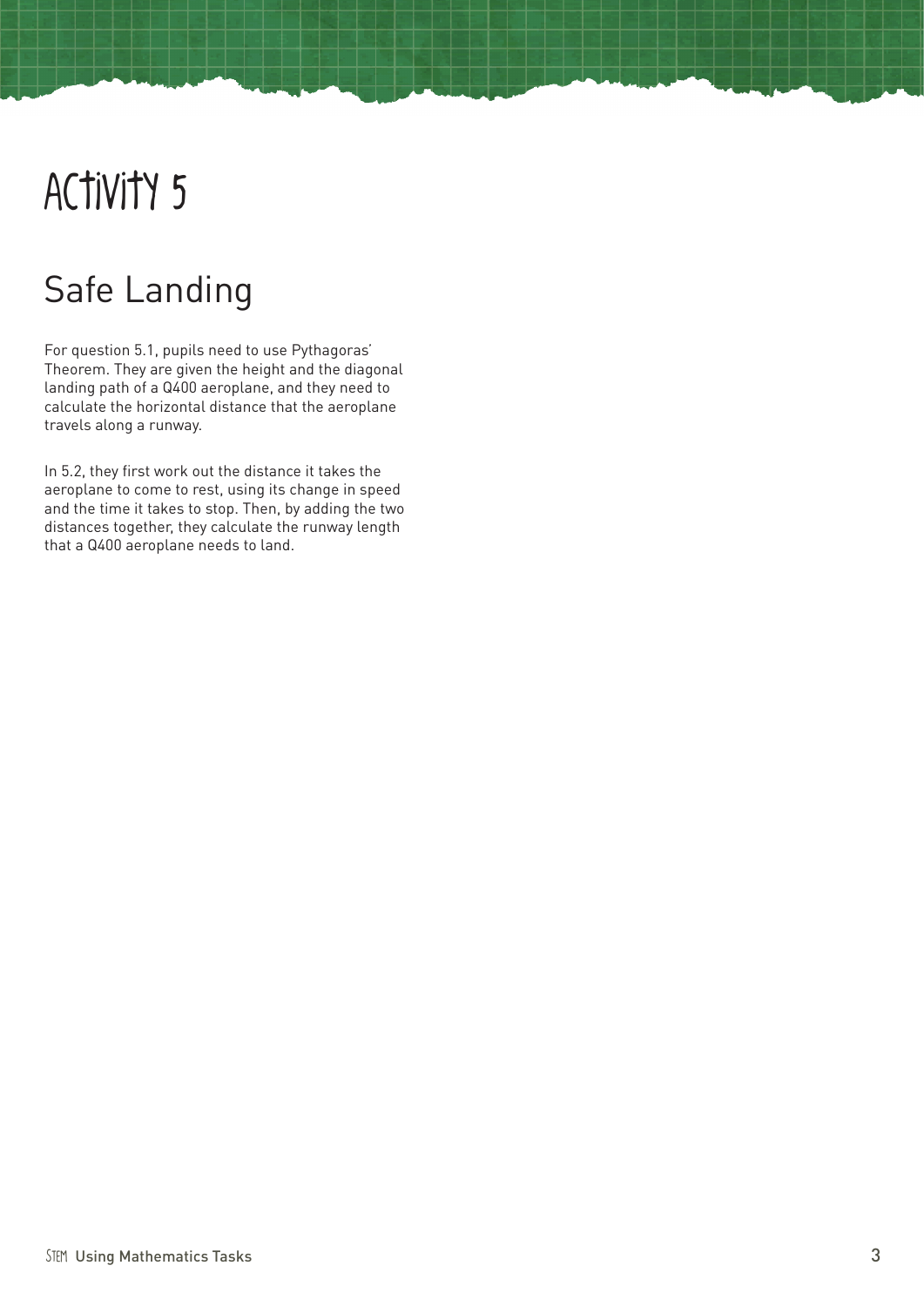# Activity 5

## Safe Landing

For question 5.1, pupils need to use Pythagoras' Theorem. They are given the height and the diagonal landing path of a Q400 aeroplane, and they need to calculate the horizontal distance that the aeroplane travels along a runway.

In 5.2, they first work out the distance it takes the aeroplane to come to rest, using its change in speed and the time it takes to stop. Then, by adding the two distances together, they calculate the runway length that a Q400 aeroplane needs to land.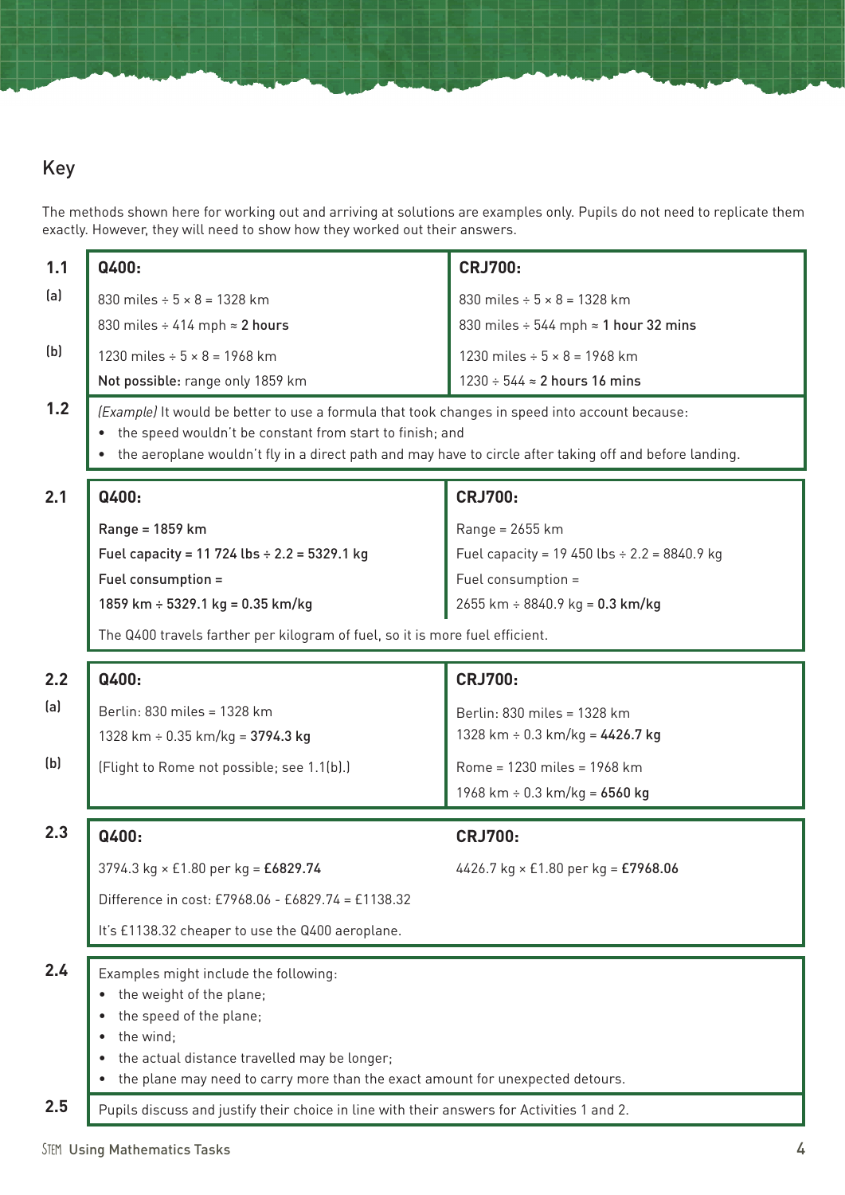## Key

The methods shown here for working out and arriving at solutions are examples only. Pupils do not need to replicate them exactly. However, they will need to show how they worked out their answers.

| | Q400: | CRJ700: |
|---|---|---|
| **1.1** (a) | 830 miles ÷ 5 × 8 = 1328 km<br>830 miles ÷ 414 mph ≈ **2 hours** | 830 miles ÷ 5 × 8 = 1328 km<br>830 miles ÷ 544 mph ≈ **1 hour 32 mins** |
| (b) | 1230 miles ÷ 5 × 8 = 1968 km<br>**Not possible:** range only 1859 km | 1230 miles ÷ 5 × 8 = 1968 km<br>1230 ÷ 544 ≈ **2 hours 16 mins** |

**1.2** *(Example)* It would be better to use a formula that took changes in speed into account because:

- the speed wouldn't be constant from start to finish; and
- the aeroplane wouldn't fly in a direct path and may have to circle after taking off and before landing.

| | Q400: | CRJ700: |
|---|---|---|
| **2.1** | Range = 1859 km<br>Fuel capacity = 11 724 lbs ÷ 2.2 = 5329.1 kg<br>Fuel consumption =<br>1859 km ÷ 5329.1 kg = 0.35 km/kg | Range = 2655 km<br>Fuel capacity = 19 450 lbs ÷ 2.2 = 8840.9 kg<br>Fuel consumption =<br>2655 km ÷ 8840.9 kg = **0.3 km/kg** |

The Q400 travels farther per kilogram of fuel, so it is more fuel efficient.

| | Q400: | CRJ700: |
|---|---|---|
| **2.2** (a) | Berlin: 830 miles = 1328 km<br>1328 km ÷ 0.35 km/kg = **3794.3 kg** | Berlin: 830 miles = 1328 km<br>1328 km ÷ 0.3 km/kg = **4426.7 kg** |
| (b) | (Flight to Rome not possible; see 1.1(b).) | Rome = 1230 miles = 1968 km<br>1968 km ÷ 0.3 km/kg = **6560 kg** |

| | Q400: | CRJ700: |
|---|---|---|
| **2.3** | 3794.3 kg × £1.80 per kg = **£6829.74** | 4426.7 kg × £1.80 per kg = **£7968.06** |

Difference in cost: £7968.06 - £6829.74 = £1138.32

It's £1138.32 cheaper to use the Q400 aeroplane.

**2.4** Examples might include the following:

- the weight of the plane;
- the speed of the plane;
- the wind;
- the actual distance travelled may be longer;
- the plane may need to carry more than the exact amount for unexpected detours.

**2.5** Pupils discuss and justify their choice in line with their answers for Activities 1 and 2.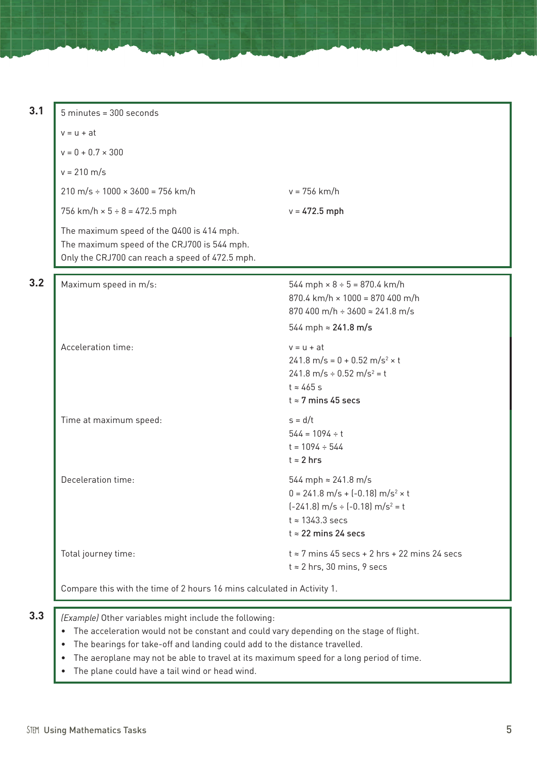**3.1**

5 minutes = 300 seconds

$v = u + at$

$v = 0 + 0.7 \times 300$

$v = 210$ m/s

210 m/s ÷ 1000 × 3600 = 756 km/h — $v = 756$ km/h

756 km/h × 5 ÷ 8 = 472.5 mph — $v =$ **472.5 mph**

The maximum speed of the Q400 is 414 mph.
The maximum speed of the CRJ700 is 544 mph.
Only the CRJ700 can reach a speed of 472.5 mph.

**3.2**

| | |
|---|---|
| Maximum speed in m/s: | 544 mph × 8 ÷ 5 = 870.4 km/h<br>870.4 km/h × 1000 = 870 400 m/h<br>870 400 m/h ÷ 3600 ≈ 241.8 m/s<br>544 mph ≈ **241.8 m/s** |
| Acceleration time: | $v = u + at$<br>241.8 m/s = 0 + 0.52 m/s$^2$ × t<br>241.8 m/s ÷ 0.52 m/s$^2$ = t<br>t ≈ 465 s<br>t ≈ **7 mins 45 secs** |
| Time at maximum speed: | $s = d/t$<br>544 = 1094 ÷ t<br>t = 1094 ÷ 544<br>t ≈ **2 hrs** |
| Deceleration time: | 544 mph ≈ 241.8 m/s<br>0 = 241.8 m/s + (-0.18) m/s$^2$ × t<br>(-241.8) m/s ÷ (-0.18) m/s$^2$ = t<br>t ≈ 1343.3 secs<br>t ≈ **22 mins 24 secs** |
| Total journey time: | t ≈ 7 mins 45 secs + 2 hrs + 22 mins 24 secs<br>t ≈ 2 hrs, 30 mins, 9 secs |

Compare this with the time of 2 hours 16 mins calculated in Activity 1.

**3.3**

*(Example)* Other variables might include the following:

- The acceleration would not be constant and could vary depending on the stage of flight.
- The bearings for take-off and landing could add to the distance travelled.
- The aeroplane may not be able to travel at its maximum speed for a long period of time.
- The plane could have a tail wind or head wind.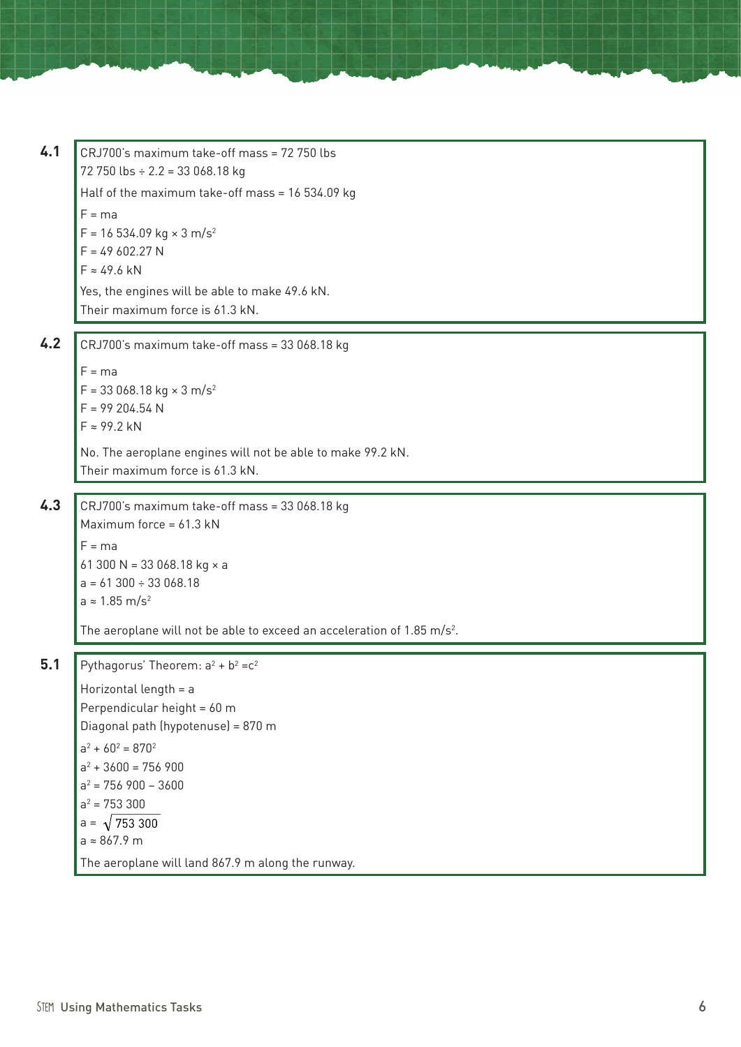**4.1**

CRJ700's maximum take-off mass = 72 750 lbs

72 750 lbs ÷ 2.2 = 33 068.18 kg

Half of the maximum take-off mass = 16 534.09 kg

$F = ma$

$F = 16\,534.09 \text{ kg} \times 3 \text{ m/s}^2$

$F = 49\,602.27 \text{ N}$

$F \approx 49.6 \text{ kN}$

Yes, the engines will be able to make 49.6 kN.
Their maximum force is 61.3 kN.

**4.2**

CRJ700's maximum take-off mass = 33 068.18 kg

$F = ma$

$F = 33\,068.18 \text{ kg} \times 3 \text{ m/s}^2$

$F = 99\,204.54 \text{ N}$

$F \approx 99.2 \text{ kN}$

No. The aeroplane engines will not be able to make 99.2 kN.
Their maximum force is 61.3 kN.

**4.3**

CRJ700's maximum take-off mass = 33 068.18 kg

Maximum force = 61.3 kN

$F = ma$

$61\,300 \text{ N} = 33\,068.18 \text{ kg} \times a$

$a = 61\,300 \div 33\,068.18$

$a \approx 1.85 \text{ m/s}^2$

The aeroplane will not be able to exceed an acceleration of $1.85 \text{ m/s}^2$.

**5.1**

Pythagorus' Theorem: $a^2 + b^2 = c^2$

Horizontal length = a

Perpendicular height = 60 m

Diagonal path (hypotenuse) = 870 m

$a^2 + 60^2 = 870^2$

$a^2 + 3600 = 756\,900$

$a^2 = 756\,900 - 3600$

$a^2 = 753\,300$

$a = \sqrt{753\,300}$

$a \approx 867.9 \text{ m}$

The aeroplane will land 867.9 m along the runway.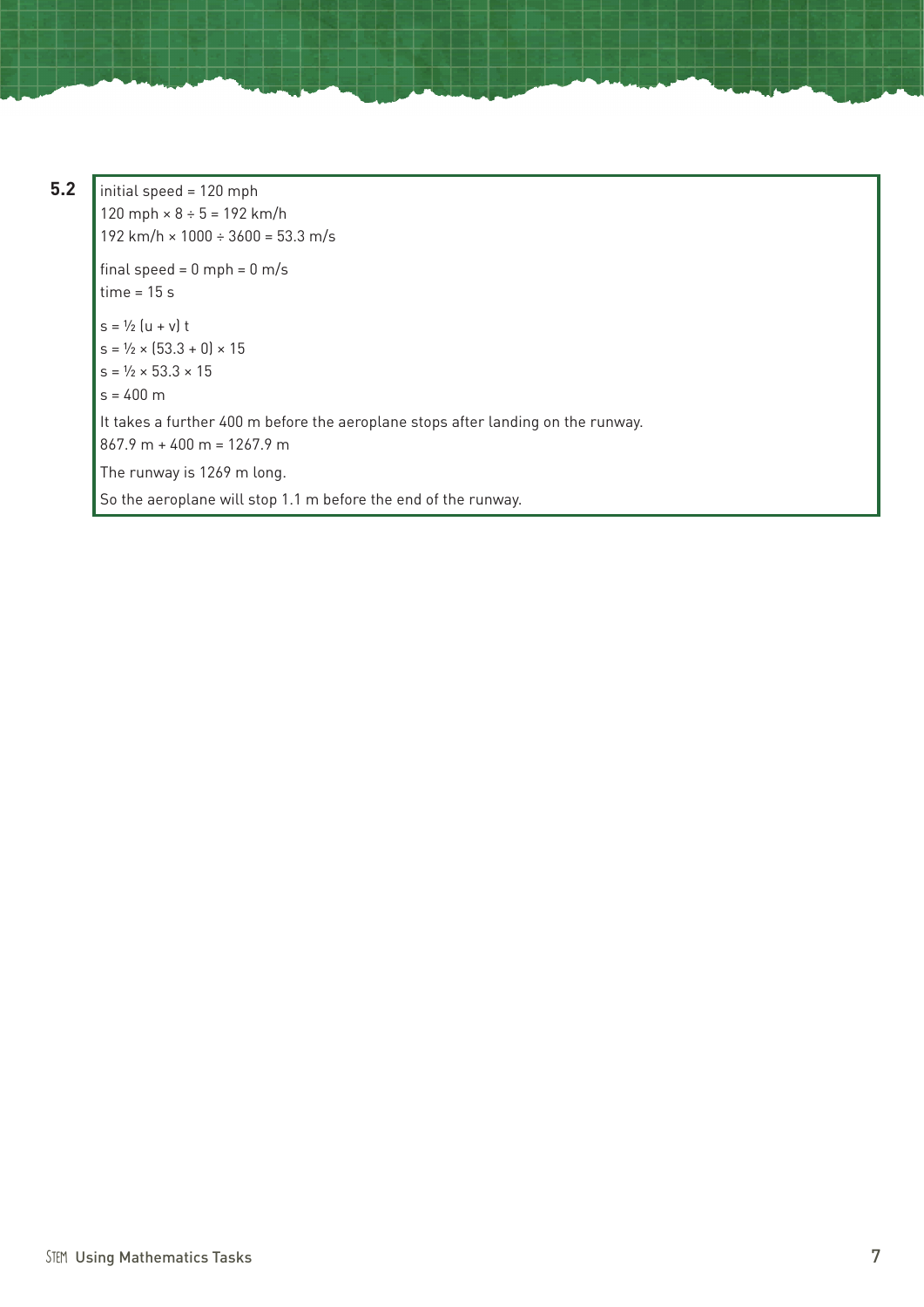**5.2**

initial speed = 120 mph
$120 \text{ mph} \times 8 \div 5 = 192 \text{ km/h}$
$192 \text{ km/h} \times 1000 \div 3600 = 53.3 \text{ m/s}$

final speed = 0 mph = 0 m/s
time = 15 s

$s = \frac{1}{2}(u + v)t$
$s = \frac{1}{2} \times (53.3 + 0) \times 15$
$s = \frac{1}{2} \times 53.3 \times 15$
$s = 400 \text{ m}$

It takes a further 400 m before the aeroplane stops after landing on the runway.
867.9 m + 400 m = 1267.9 m

The runway is 1269 m long.

So the aeroplane will stop 1.1 m before the end of the runway.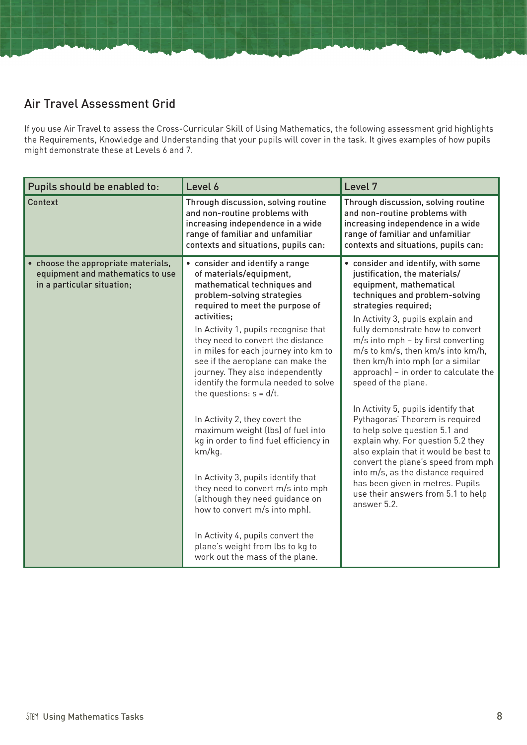## Air Travel Assessment Grid

If you use Air Travel to assess the Cross-Curricular Skill of Using Mathematics, the following assessment grid highlights the Requirements, Knowledge and Understanding that your pupils will cover in the task. It gives examples of how pupils might demonstrate these at Levels 6 and 7.

| Pupils should be enabled to: | Level 6 | Level 7 |
|---|---|---|
| Context | Through discussion, solving routine and non-routine problems with increasing independence in a wide range of familiar and unfamiliar contexts and situations, pupils can: | Through discussion, solving routine and non-routine problems with increasing independence in a wide range of familiar and unfamiliar contexts and situations, pupils can: |
| • choose the appropriate materials, equipment and mathematics to use in a particular situation; | • consider and identify a range of materials/equipment, mathematical techniques and problem-solving strategies required to meet the purpose of activities;<br><br>In Activity 1, pupils recognise that they need to convert the distance in miles for each journey into km to see if the aeroplane can make the journey. They also independently identify the formula needed to solve the questions: s = d/t.<br><br>In Activity 2, they covert the maximum weight (lbs) of fuel into kg in order to find fuel efficiency in km/kg.<br><br>In Activity 3, pupils identify that they need to convert m/s into mph (although they need guidance on how to convert m/s into mph).<br><br>In Activity 4, pupils convert the plane's weight from lbs to kg to work out the mass of the plane. | • consider and identify, with some justification, the materials/ equipment, mathematical techniques and problem-solving strategies required;<br><br>In Activity 3, pupils explain and fully demonstrate how to convert m/s into mph – by first converting m/s to km/s, then km/s into km/h, then km/h into mph (or a similar approach) – in order to calculate the speed of the plane.<br><br>In Activity 5, pupils identify that Pythagoras' Theorem is required to help solve question 5.1 and explain why. For question 5.2 they also explain that it would be best to convert the plane's speed from mph into m/s, as the distance required has been given in metres. Pupils use their answers from 5.1 to help answer 5.2. |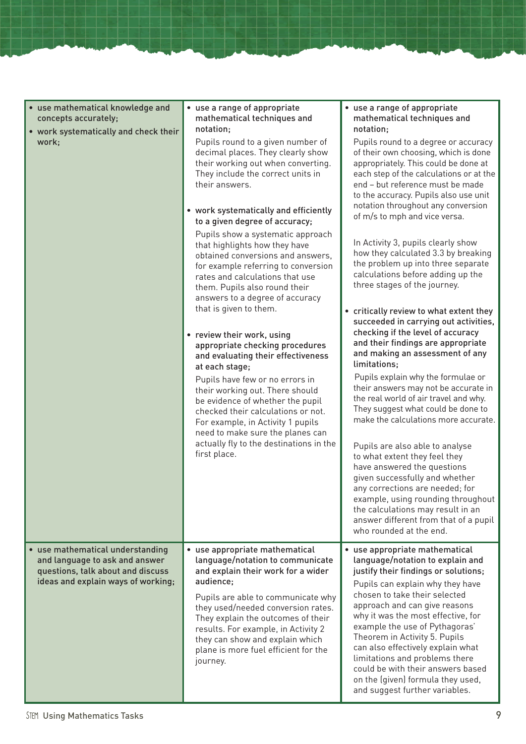| | | |
|---|---|---|
| • use mathematical knowledge and concepts accurately;<br>• work systematically and check their work; | • **use a range of appropriate mathematical techniques and notation;**<br>Pupils round to a given number of decimal places. They clearly show their working out when converting. They include the correct units in their answers.<br><br>• **work systematically and efficiently to a given degree of accuracy;**<br>Pupils show a systematic approach that highlights how they have obtained conversions and answers, for example referring to conversion rates and calculations that use them. Pupils also round their answers to a degree of accuracy that is given to them.<br><br>• **review their work, using appropriate checking procedures and evaluating their effectiveness at each stage;**<br>Pupils have few or no errors in their working out. There should be evidence of whether the pupil checked their calculations or not. For example, in Activity 1 pupils need to make sure the planes can actually fly to the destinations in the first place. | • **use a range of appropriate mathematical techniques and notation;**<br>Pupils round to a degree or accuracy of their own choosing, which is done appropriately. This could be done at each step of the calculations or at the end – but reference must be made to the accuracy. Pupils also use unit notation throughout any conversion of m/s to mph and vice versa.<br><br>In Activity 3, pupils clearly show how they calculated 3.3 by breaking the problem up into three separate calculations before adding up the three stages of the journey.<br><br>• **critically review to what extent they succeeded in carrying out activities, checking if the level of accuracy and their findings are appropriate and making an assessment of any limitations;**<br>Pupils explain why the formulae or their answers may not be accurate in the real world of air travel and why. They suggest what could be done to make the calculations more accurate.<br><br>Pupils are also able to analyse to what extent they feel they have answered the questions given successfully and whether any corrections are needed; for example, using rounding throughout the calculations may result in an answer different from that of a pupil who rounded at the end. |
| • use mathematical understanding and language to ask and answer questions, talk about and discuss ideas and explain ways of working; | • **use appropriate mathematical language/notation to communicate and explain their work for a wider audience;**<br>Pupils are able to communicate why they used/needed conversion rates. They explain the outcomes of their results. For example, in Activity 2 they can show and explain which plane is more fuel efficient for the journey. | • **use appropriate mathematical language/notation to explain and justify their findings or solutions;**<br>Pupils can explain why they have chosen to take their selected approach and can give reasons why it was the most effective, for example the use of Pythagoras' Theorem in Activity 5. Pupils can also effectively explain what limitations and problems there could be with their answers based on the (given) formula they used, and suggest further variables. |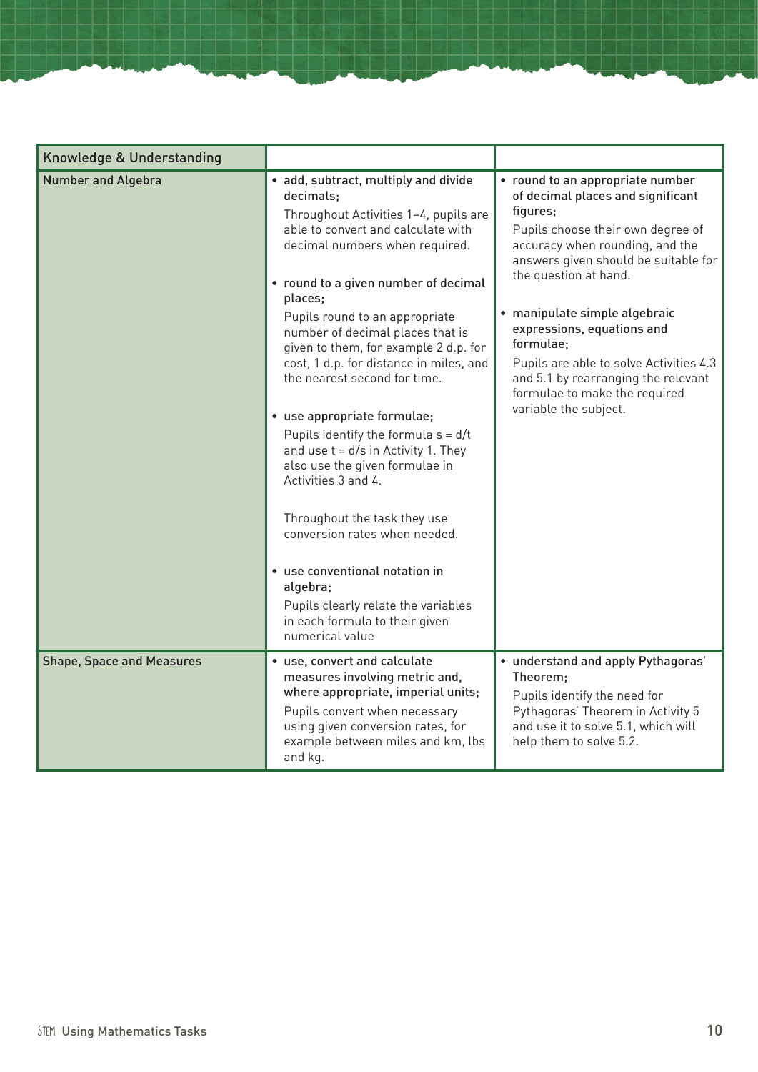| Knowledge & Understanding | | |
|---|---|---|
| Number and Algebra | • **add, subtract, multiply and divide decimals;**<br>Throughout Activities 1–4, pupils are able to convert and calculate with decimal numbers when required.<br><br>• **round to a given number of decimal places;**<br>Pupils round to an appropriate number of decimal places that is given to them, for example 2 d.p. for cost, 1 d.p. for distance in miles, and the nearest second for time.<br><br>• **use appropriate formulae;**<br>Pupils identify the formula s = d/t and use t = d/s in Activity 1. They also use the given formulae in Activities 3 and 4.<br><br>Throughout the task they use conversion rates when needed.<br><br>• **use conventional notation in algebra;**<br>Pupils clearly relate the variables in each formula to their given numerical value | • **round to an appropriate number of decimal places and significant figures;**<br>Pupils choose their own degree of accuracy when rounding, and the answers given should be suitable for the question at hand.<br><br>• **manipulate simple algebraic expressions, equations and formulae;**<br>Pupils are able to solve Activities 4.3 and 5.1 by rearranging the relevant formulae to make the required variable the subject. |
| Shape, Space and Measures | • **use, convert and calculate measures involving metric and, where appropriate, imperial units;**<br>Pupils convert when necessary using given conversion rates, for example between miles and km, lbs and kg. | • **understand and apply Pythagoras' Theorem;**<br>Pupils identify the need for Pythagoras' Theorem in Activity 5 and use it to solve 5.1, which will help them to solve 5.2. |